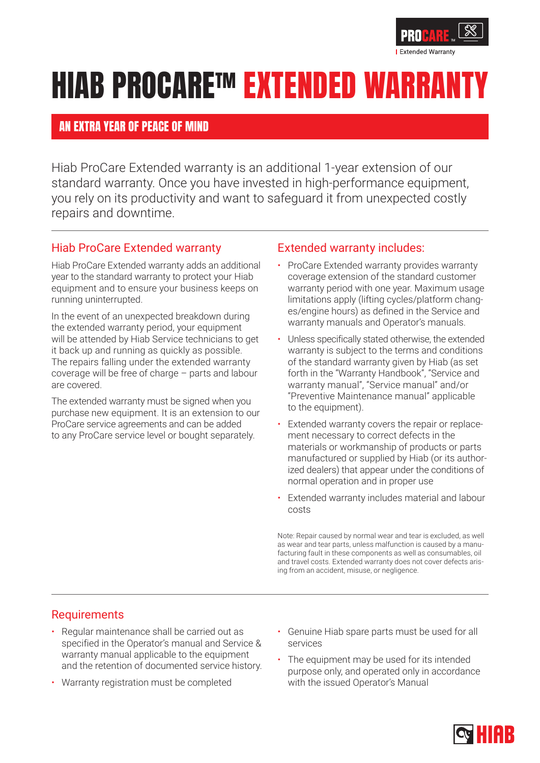# HIAB PROCARE™ EXTENDED WARRANTY

## AN EXTRA YEAR OF PEACE OF MIND

Hiab ProCare Extended warranty is an additional 1-year extension of our standard warranty. Once you have invested in high-performance equipment, you rely on its productivity and want to safeguard it from unexpected costly repairs and downtime.

### Hiab ProCare Extended warranty

Hiab ProCare Extended warranty adds an additional year to the standard warranty to protect your Hiab equipment and to ensure your business keeps on running uninterrupted.

In the event of an unexpected breakdown during the extended warranty period, your equipment will be attended by Hiab Service technicians to get it back up and running as quickly as possible. The repairs falling under the extended warranty coverage will be free of charge – parts and labour are covered.

The extended warranty must be signed when you purchase new equipment. It is an extension to our ProCare service agreements and can be added to any ProCare service level or bought separately.

### Extended warranty includes:

- ProCare Extended warranty provides warranty coverage extension of the standard customer warranty period with one year. Maximum usage limitations apply (lifting cycles/platform changes/engine hours) as defined in the Service and warranty manuals and Operator's manuals.
- Unless specifically stated otherwise, the extended warranty is subject to the terms and conditions of the standard warranty given by Hiab (as set forth in the "Warranty Handbook", "Service and warranty manual", "Service manual" and/or "Preventive Maintenance manual" applicable to the equipment).
- Extended warranty covers the repair or replacement necessary to correct defects in the materials or workmanship of products or parts manufactured or supplied by Hiab (or its authorized dealers) that appear under the conditions of normal operation and in proper use
- Extended warranty includes material and labour costs

Note: Repair caused by normal wear and tear is excluded, as well as wear and tear parts, unless malfunction is caused by a manufacturing fault in these components as well as consumables, oil and travel costs. Extended warranty does not cover defects arising from an accident, misuse, or negligence.

### Requirements

- Regular maintenance shall be carried out as specified in the Operator's manual and Service & warranty manual applicable to the equipment and the retention of documented service history.
- Warranty registration must be completed
- Genuine Hiab spare parts must be used for all services
- The equipment may be used for its intended purpose only, and operated only in accordance with the issued Operator's Manual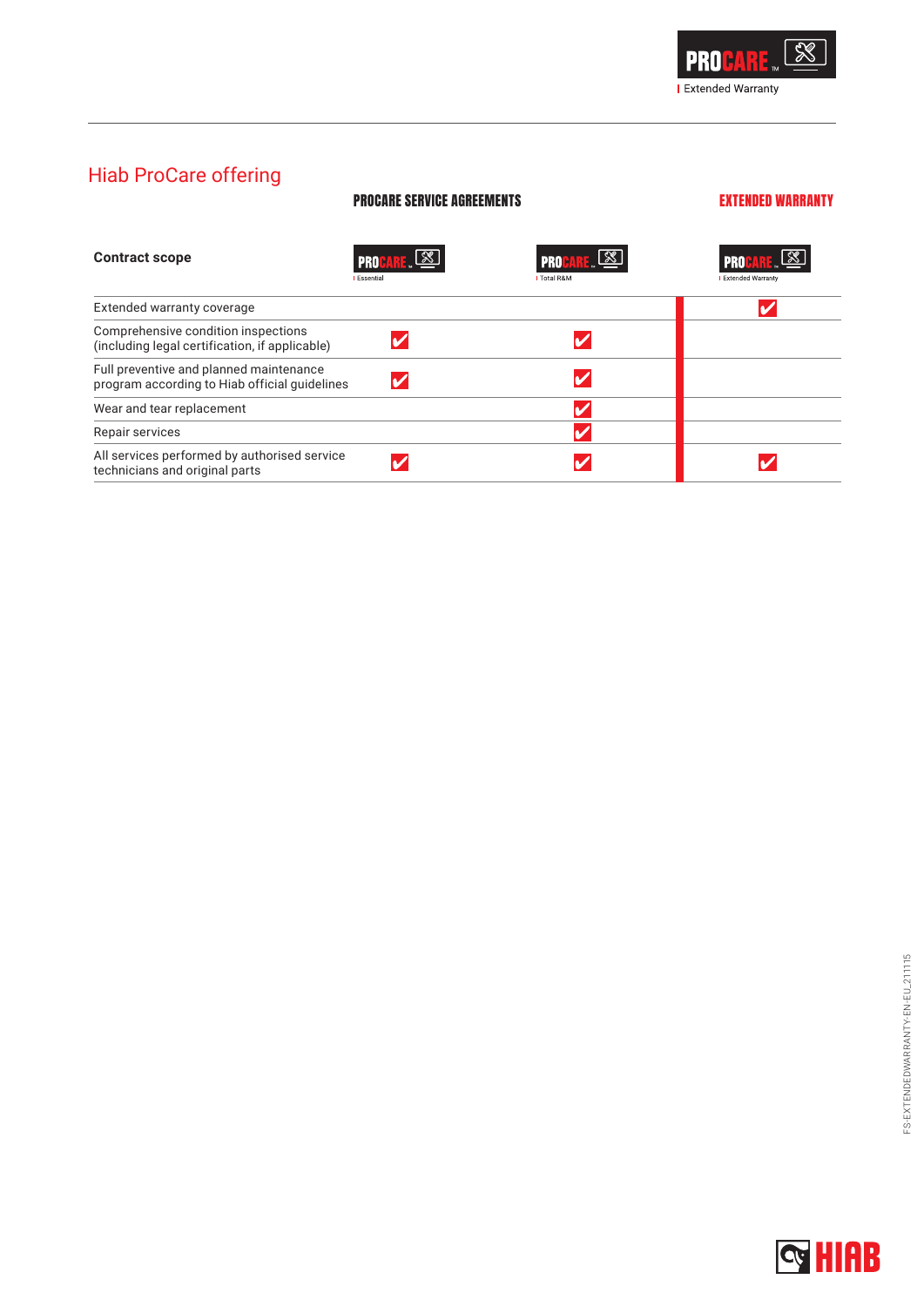## Hiab ProCare offering

| Contract scope | PROCARE SERVICE AGREEMENTS: PROCARE Essential | PROCARE Total R&M | EXTENDED WARRANTY: PROCARE Extended Warranty |
|---|---|---|---|
| Extended warranty coverage | | | ✔ |
| Comprehensive condition inspections (including legal certification, if applicable) | ✔ | ✔ | |
| Full preventive and planned maintenance program according to Hiab official guidelines | ✔ | ✔ | |
| Wear and tear replacement | | ✔ | |
| Repair services | | ✔ | |
| All services performed by authorised service technicians and original parts | ✔ | ✔ | ✔ |

FS-EXTENDEDWARRANTY-EN-EU_211115